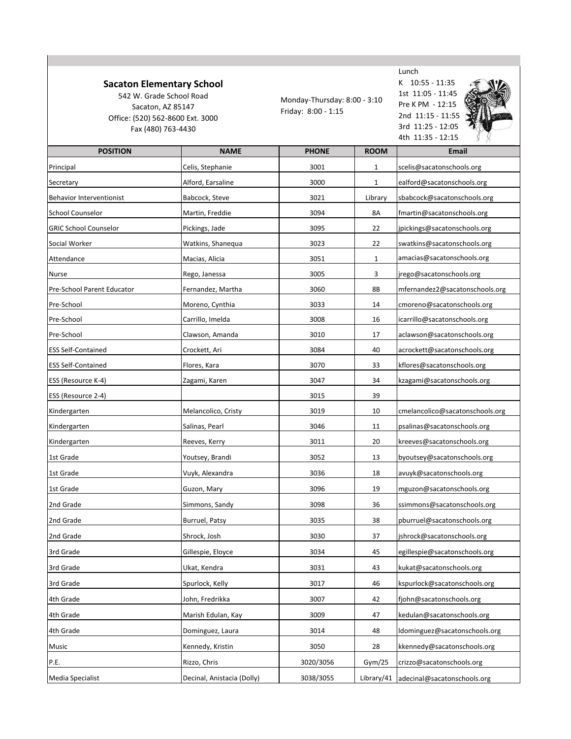## Sacaton Elementary School

542 W. Grade School Road
Sacaton, AZ 85147
Office: (520) 562-8600 Ext. 3000
Fax (480) 763-4430

Monday-Thursday: 8:00 - 3:10
Friday: 8:00 - 1:15

Lunch
K 10:55 - 11:35
1st 11:05 - 11:45
Pre K PM - 12:15
2nd 11:15 - 11:55
3rd 11:25 - 12:05
4th 11:35 - 12:15

| POSITION | NAME | PHONE | ROOM | Email |
|---|---|---|---|---|
| Principal | Celis, Stephanie | 3001 | 1 | scelis@sacatonschools.org |
| Secretary | Alford, Earsaline | 3000 | 1 | ealford@sacatonschools.org |
| Behavior Interventionist | Babcock, Steve | 3021 | Library | sbabcock@sacatonschools.org |
| School Counselor | Martin, Freddie | 3094 | 8A | fmartin@sacatonschools.org |
| GRIC School Counselor | Pickings, Jade | 3095 | 22 | jpickings@sacatonschools.org |
| Social Worker | Watkins, Shanequa | 3023 | 22 | swatkins@sacatonschools.org |
| Attendance | Macias, Alicia | 3051 | 1 | amacias@sacatonschools.org |
| Nurse | Rego, Janessa | 3005 | 3 | jrego@sacatonschools.org |
| Pre-School Parent Educator | Fernandez, Martha | 3060 | 8B | mfernandez2@sacatonschools.org |
| Pre-School | Moreno, Cynthia | 3033 | 14 | cmoreno@sacatonschools.org |
| Pre-School | Carrillo, Imelda | 3008 | 16 | icarrillo@sacatonschools.org |
| Pre-School | Clawson, Amanda | 3010 | 17 | aclawson@sacatonschools.org |
| ESS Self-Contained | Crockett, Ari | 3084 | 40 | acrockett@sacatonschools.org |
| ESS Self-Contained | Flores, Kara | 3070 | 33 | kflores@sacatonschools.org |
| ESS (Resource K-4) | Zagami, Karen | 3047 | 34 | kzagami@sacatonschools.org |
| ESS (Resource 2-4) | | 3015 | 39 | |
| Kindergarten | Melancolico, Cristy | 3019 | 10 | cmelancolico@sacatonschools.org |
| Kindergarten | Salinas, Pearl | 3046 | 11 | psalinas@sacatonschools.org |
| Kindergarten | Reeves, Kerry | 3011 | 20 | kreeves@sacatonschools.org |
| 1st Grade | Youtsey, Brandi | 3052 | 13 | byoutsey@sacatonschools.org |
| 1st Grade | Vuyk, Alexandra | 3036 | 18 | avuyk@sacatonschools.org |
| 1st Grade | Guzon, Mary | 3096 | 19 | mguzon@sacatonschools.org |
| 2nd Grade | Simmons, Sandy | 3098 | 36 | ssimmons@sacatonschools.org |
| 2nd Grade | Burruel, Patsy | 3035 | 38 | pburruel@sacatonschools.org |
| 2nd Grade | Shrock, Josh | 3030 | 37 | jshrock@sacatonschools.org |
| 3rd Grade | Gillespie, Eloyce | 3034 | 45 | egillespie@sacatonschools.org |
| 3rd Grade | Ukat, Kendra | 3031 | 43 | kukat@sacatonschools.org |
| 3rd Grade | Spurlock, Kelly | 3017 | 46 | kspurlock@sacatonschools.org |
| 4th Grade | John, Fredrikka | 3007 | 42 | fjohn@sacatonschools.org |
| 4th Grade | Marish Edulan, Kay | 3009 | 47 | kedulan@sacatonschools.org |
| 4th Grade | Dominguez, Laura | 3014 | 48 | ldominguez@sacatonschools.org |
| Music | Kennedy, Kristin | 3050 | 28 | kkennedy@sacatonschools.org |
| P.E. | Rizzo, Chris | 3020/3056 | Gym/25 | crizzo@sacatonschools.org |
| Media Specialist | Decinal, Anistacia (Dolly) | 3038/3055 | Library/41 | adecinal@sacatonschools.org |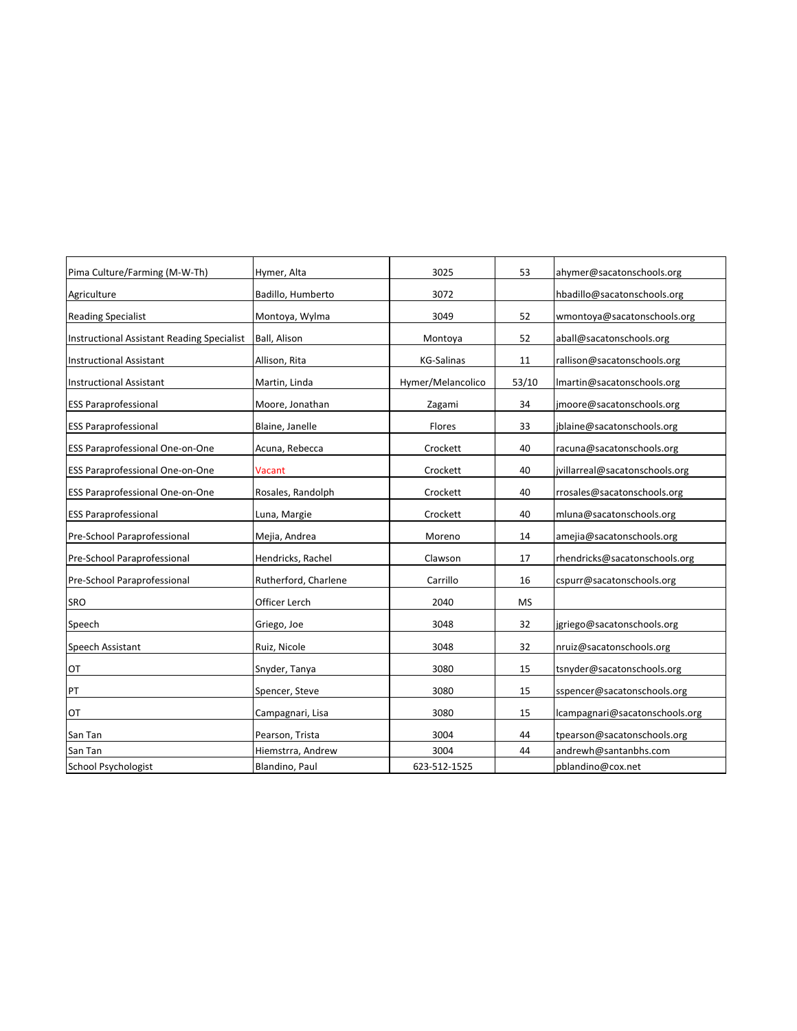| | | | | |
|---|---|---|---|---|
| Pima Culture/Farming (M-W-Th) | Hymer, Alta | 3025 | 53 | ahymer@sacatonschools.org |
| Agriculture | Badillo, Humberto | 3072 | | hbadillo@sacatonschools.org |
| Reading Specialist | Montoya, Wylma | 3049 | 52 | wmontoya@sacatonschools.org |
| Instructional Assistant Reading Specialist | Ball, Alison | Montoya | 52 | aball@sacatonschools.org |
| Instructional Assistant | Allison, Rita | KG-Salinas | 11 | rallison@sacatonschools.org |
| Instructional Assistant | Martin, Linda | Hymer/Melancolico | 53/10 | lmartin@sacatonschools.org |
| ESS Paraprofessional | Moore, Jonathan | Zagami | 34 | jmoore@sacatonschools.org |
| ESS Paraprofessional | Blaine, Janelle | Flores | 33 | jblaine@sacatonschools.org |
| ESS Paraprofessional One-on-One | Acuna, Rebecca | Crockett | 40 | racuna@sacatonschools.org |
| ESS Paraprofessional One-on-One | Vacant | Crockett | 40 | jvillarreal@sacatonschools.org |
| ESS Paraprofessional One-on-One | Rosales, Randolph | Crockett | 40 | rrosales@sacatonschools.org |
| ESS Paraprofessional | Luna, Margie | Crockett | 40 | mluna@sacatonschools.org |
| Pre-School Paraprofessional | Mejia, Andrea | Moreno | 14 | amejia@sacatonschools.org |
| Pre-School Paraprofessional | Hendricks, Rachel | Clawson | 17 | rhendricks@sacatonschools.org |
| Pre-School Paraprofessional | Rutherford, Charlene | Carrillo | 16 | cspurr@sacatonschools.org |
| SRO | Officer Lerch | 2040 | MS | |
| Speech | Griego, Joe | 3048 | 32 | jgriego@sacatonschools.org |
| Speech Assistant | Ruiz, Nicole | 3048 | 32 | nruiz@sacatonschools.org |
| OT | Snyder, Tanya | 3080 | 15 | tsnyder@sacatonschools.org |
| PT | Spencer, Steve | 3080 | 15 | sspencer@sacatonschools.org |
| OT | Campagnari, Lisa | 3080 | 15 | lcampagnari@sacatonschools.org |
| San Tan | Pearson, Trista | 3004 | 44 | tpearson@sacatonschools.org |
| San Tan | Hiemstrra, Andrew | 3004 | 44 | andrewh@santanbhs.com |
| School Psychologist | Blandino, Paul | 623-512-1525 | | pblandino@cox.net |